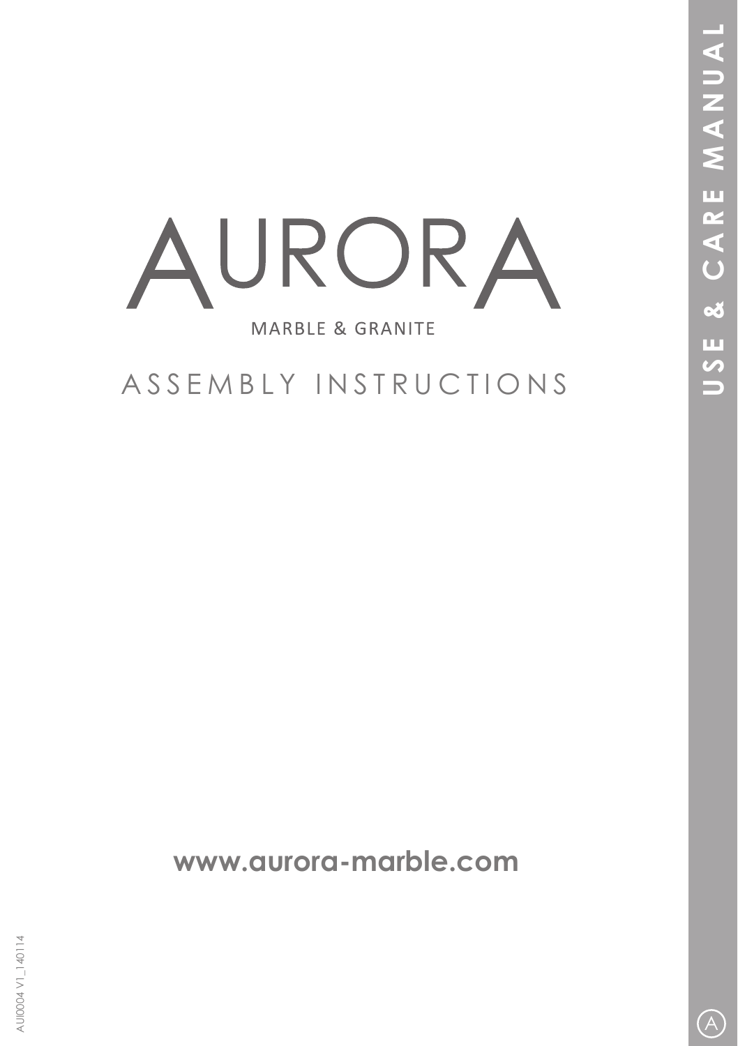# AURORA

MARBLE & GRANITE

## ASSEMBLY INSTRUCTIONS

**USE & CARE MANUAL**

**www.aurora-marble.com**

AUI0004 V1_140114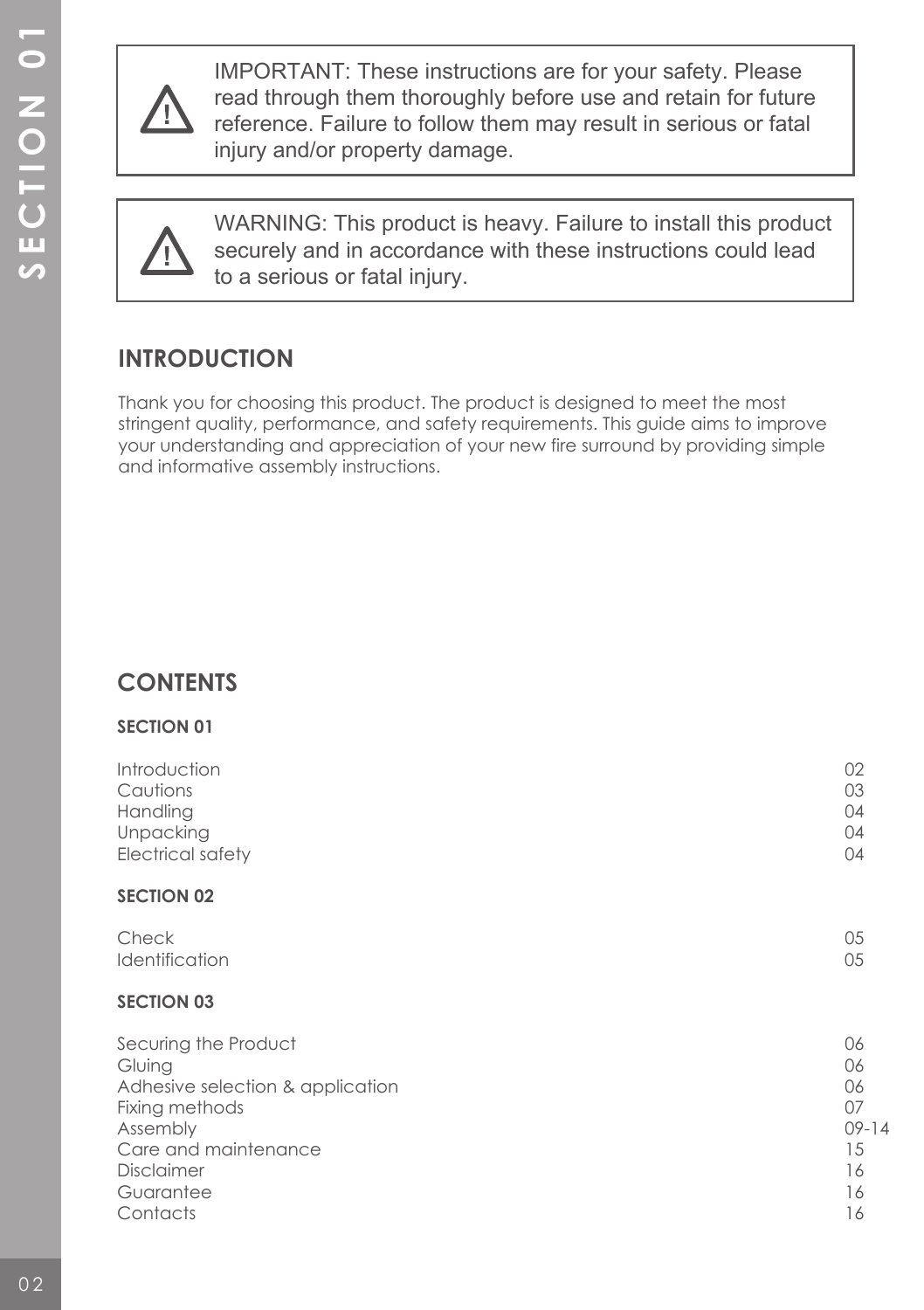⚠ IMPORTANT: These instructions are for your safety. Please read through them thoroughly before use and retain for future reference. Failure to follow them may result in serious or fatal injury and/or property damage.

⚠ WARNING: This product is heavy. Failure to install this product securely and in accordance with these instructions could lead to a serious or fatal injury.

## INTRODUCTION

Thank you for choosing this product. The product is designed to meet the most stringent quality, performance, and safety requirements. This guide aims to improve your understanding and appreciation of your new fire surround by providing simple and informative assembly instructions.

## CONTENTS

**SECTION 01**

| | |
|---|---|
| Introduction | 02 |
| Cautions | 03 |
| Handling | 04 |
| Unpacking | 04 |
| Electrical safety | 04 |

**SECTION 02**

| | |
|---|---|
| Check | 05 |
| Identification | 05 |

**SECTION 03**

| | |
|---|---|
| Securing the Product | 06 |
| Gluing | 06 |
| Adhesive selection & application | 06 |
| Fixing methods | 07 |
| Assembly | 09-14 |
| Care and maintenance | 15 |
| Disclaimer | 16 |
| Guarantee | 16 |
| Contacts | 16 |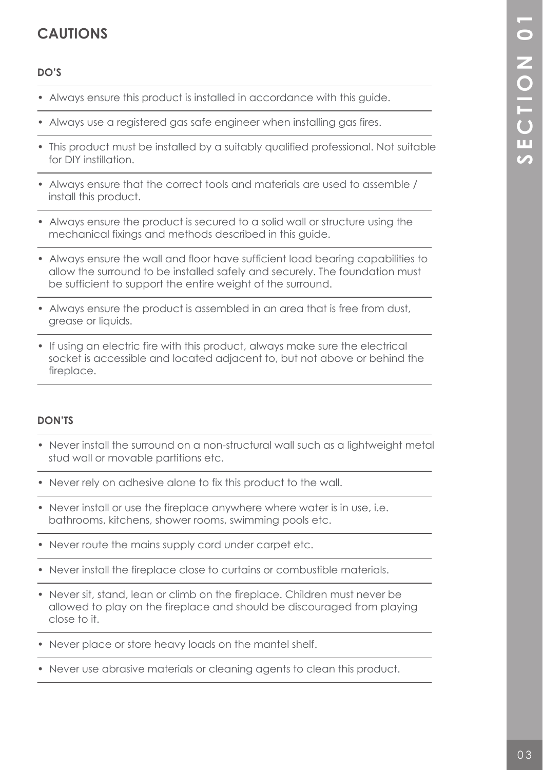# CAUTIONS

## DO'S

- Always ensure this product is installed in accordance with this guide.
- Always use a registered gas safe engineer when installing gas fires.
- This product must be installed by a suitably qualified professional. Not suitable for DIY instillation.
- Always ensure that the correct tools and materials are used to assemble / install this product.
- Always ensure the product is secured to a solid wall or structure using the mechanical fixings and methods described in this guide.
- Always ensure the wall and floor have sufficient load bearing capabilities to allow the surround to be installed safely and securely. The foundation must be sufficient to support the entire weight of the surround.
- Always ensure the product is assembled in an area that is free from dust, grease or liquids.
- If using an electric fire with this product, always make sure the electrical socket is accessible and located adjacent to, but not above or behind the fireplace.

## DON'TS

- Never install the surround on a non-structural wall such as a lightweight metal stud wall or movable partitions etc.
- Never rely on adhesive alone to fix this product to the wall.
- Never install or use the fireplace anywhere where water is in use, i.e. bathrooms, kitchens, shower rooms, swimming pools etc.
- Never route the mains supply cord under carpet etc.
- Never install the fireplace close to curtains or combustible materials.
- Never sit, stand, lean or climb on the fireplace. Children must never be allowed to play on the fireplace and should be discouraged from playing close to it.
- Never place or store heavy loads on the mantel shelf.
- Never use abrasive materials or cleaning agents to clean this product.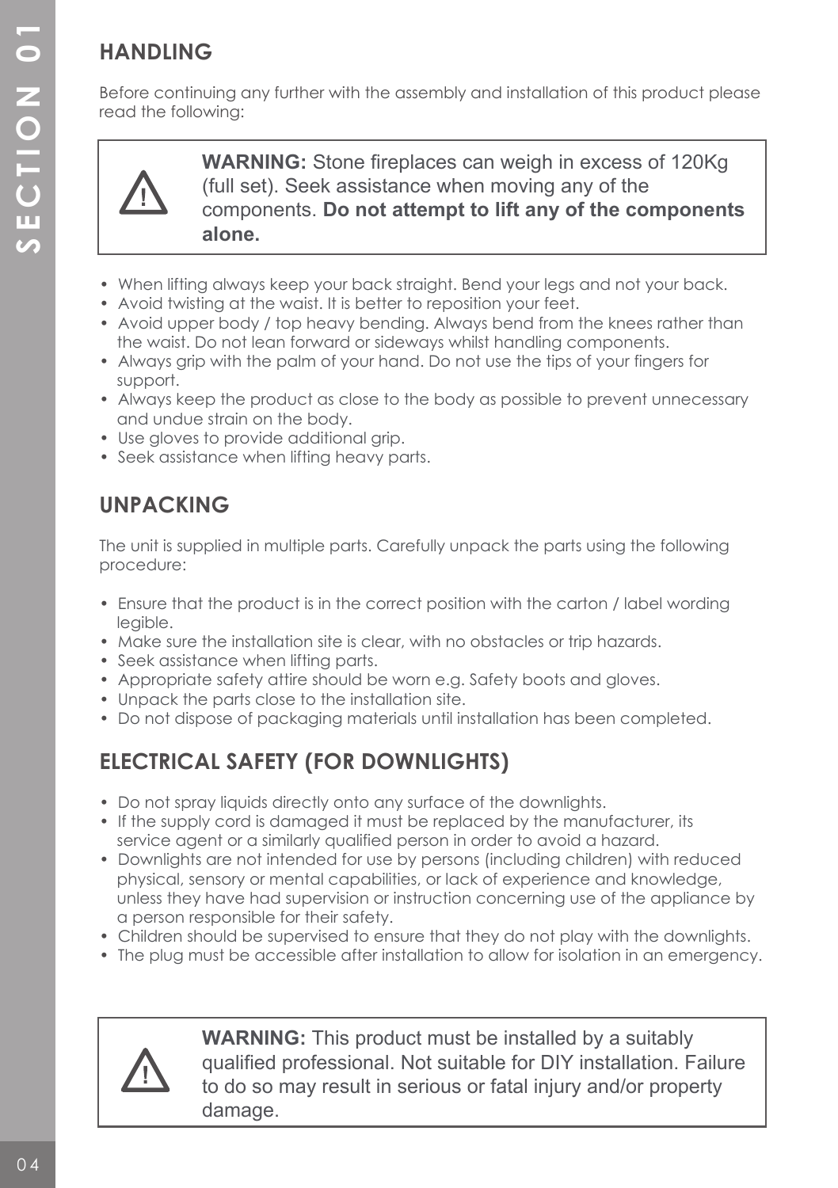## HANDLING

Before continuing any further with the assembly and installation of this product please read the following:

> ⚠ **WARNING:** Stone fireplaces can weigh in excess of 120Kg (full set). Seek assistance when moving any of the components. **Do not attempt to lift any of the components alone.**

- When lifting always keep your back straight. Bend your legs and not your back.
- Avoid twisting at the waist. It is better to reposition your feet.
- Avoid upper body / top heavy bending. Always bend from the knees rather than the waist. Do not lean forward or sideways whilst handling components.
- Always grip with the palm of your hand. Do not use the tips of your fingers for support.
- Always keep the product as close to the body as possible to prevent unnecessary and undue strain on the body.
- Use gloves to provide additional grip.
- Seek assistance when lifting heavy parts.

## UNPACKING

The unit is supplied in multiple parts. Carefully unpack the parts using the following procedure:

- Ensure that the product is in the correct position with the carton / label wording legible.
- Make sure the installation site is clear, with no obstacles or trip hazards.
- Seek assistance when lifting parts.
- Appropriate safety attire should be worn e.g. Safety boots and gloves.
- Unpack the parts close to the installation site.
- Do not dispose of packaging materials until installation has been completed.

## ELECTRICAL SAFETY (FOR DOWNLIGHTS)

- Do not spray liquids directly onto any surface of the downlights.
- If the supply cord is damaged it must be replaced by the manufacturer, its service agent or a similarly qualified person in order to avoid a hazard.
- Downlights are not intended for use by persons (including children) with reduced physical, sensory or mental capabilities, or lack of experience and knowledge, unless they have had supervision or instruction concerning use of the appliance by a person responsible for their safety.
- Children should be supervised to ensure that they do not play with the downlights.
- The plug must be accessible after installation to allow for isolation in an emergency.

> ⚠ **WARNING:** This product must be installed by a suitably qualified professional. Not suitable for DIY installation. Failure to do so may result in serious or fatal injury and/or property damage.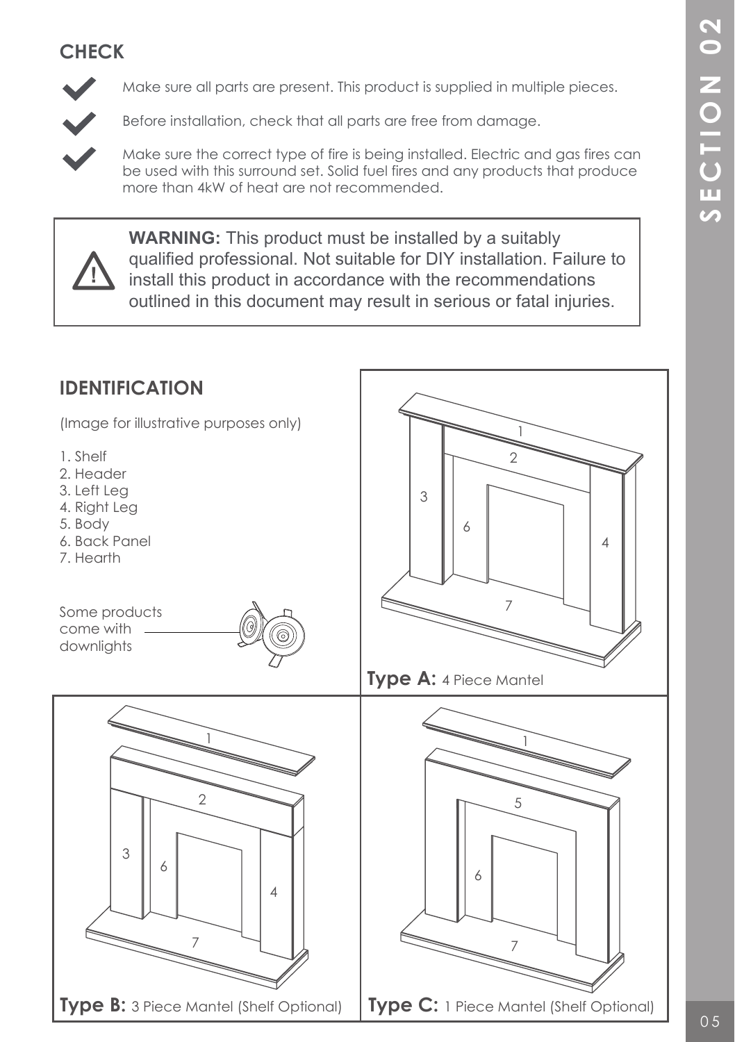## CHECK

- Make sure all parts are present. This product is supplied in multiple pieces.
- Before installation, check that all parts are free from damage.
- Make sure the correct type of fire is being installed. Electric and gas fires can be used with this surround set. Solid fuel fires and any products that produce more than 4kW of heat are not recommended.

> **WARNING:** This product must be installed by a suitably qualified professional. Not suitable for DIY installation. Failure to install this product in accordance with the recommendations outlined in this document may result in serious or fatal injuries.

## IDENTIFICATION

(Image for illustrative purposes only)

1. Shelf
2. Header
3. Left Leg
4. Right Leg
5. Body
6. Back Panel
7. Hearth

Some products come with downlights

**Type A:** 4 Piece Mantel

**Type B:** 3 Piece Mantel (Shelf Optional)

**Type C:** 1 Piece Mantel (Shelf Optional)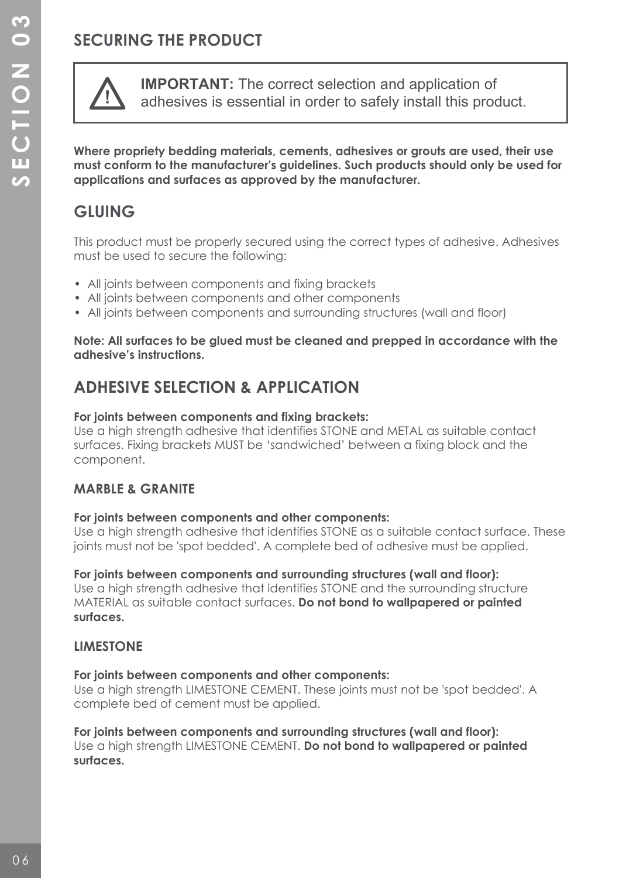## SECURING THE PRODUCT

> ⚠ **IMPORTANT:** The correct selection and application of adhesives is essential in order to safely install this product.

**Where propriety bedding materials, cements, adhesives or grouts are used, their use must conform to the manufacturer's guidelines. Such products should only be used for applications and surfaces as approved by the manufacturer.**

## GLUING

This product must be properly secured using the correct types of adhesive. Adhesives must be used to secure the following:

- All joints between components and fixing brackets
- All joints between components and other components
- All joints between components and surrounding structures (wall and floor)

**Note: All surfaces to be glued must be cleaned and prepped in accordance with the adhesive's instructions.**

## ADHESIVE SELECTION & APPLICATION

**For joints between components and fixing brackets:**
Use a high strength adhesive that identifies STONE and METAL as suitable contact surfaces. Fixing brackets MUST be 'sandwiched' between a fixing block and the component.

### MARBLE & GRANITE

**For joints between components and other components:**
Use a high strength adhesive that identifies STONE as a suitable contact surface. These joints must not be 'spot bedded'. A complete bed of adhesive must be applied.

**For joints between components and surrounding structures (wall and floor):**
Use a high strength adhesive that identifies STONE and the surrounding structure MATERIAL as suitable contact surfaces. **Do not bond to wallpapered or painted surfaces.**

### LIMESTONE

**For joints between components and other components:**
Use a high strength LIMESTONE CEMENT. These joints must not be 'spot bedded'. A complete bed of cement must be applied.

**For joints between components and surrounding structures (wall and floor):**
Use a high strength LIMESTONE CEMENT. **Do not bond to wallpapered or painted surfaces.**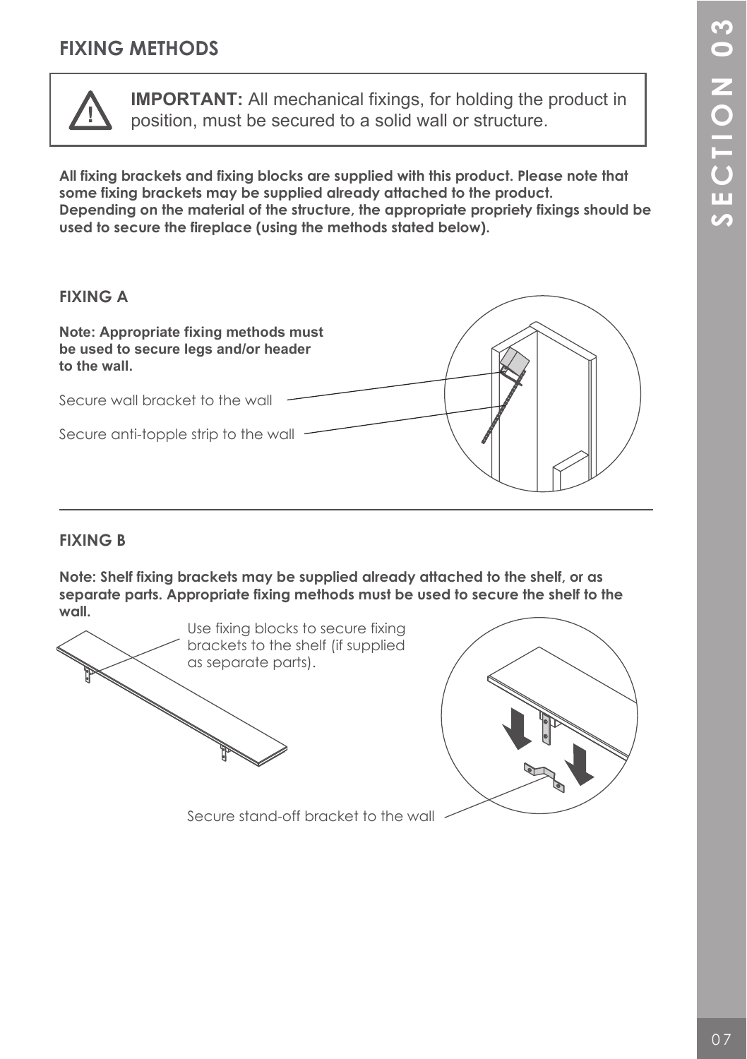## FIXING METHODS

> ⚠ **IMPORTANT:** All mechanical fixings, for holding the product in position, must be secured to a solid wall or structure.

**All fixing brackets and fixing blocks are supplied with this product. Please note that some fixing brackets may be supplied already attached to the product. Depending on the material of the structure, the appropriate propriety fixings should be used to secure the fireplace (using the methods stated below).**

### FIXING A

**Note: Appropriate fixing methods must be used to secure legs and/or header to the wall.**

Secure wall bracket to the wall

Secure anti-topple strip to the wall

### FIXING B

**Note: Shelf fixing brackets may be supplied already attached to the shelf, or as separate parts. Appropriate fixing methods must be used to secure the shelf to the wall.**

Use fixing blocks to secure fixing brackets to the shelf (if supplied as separate parts).

Secure stand-off bracket to the wall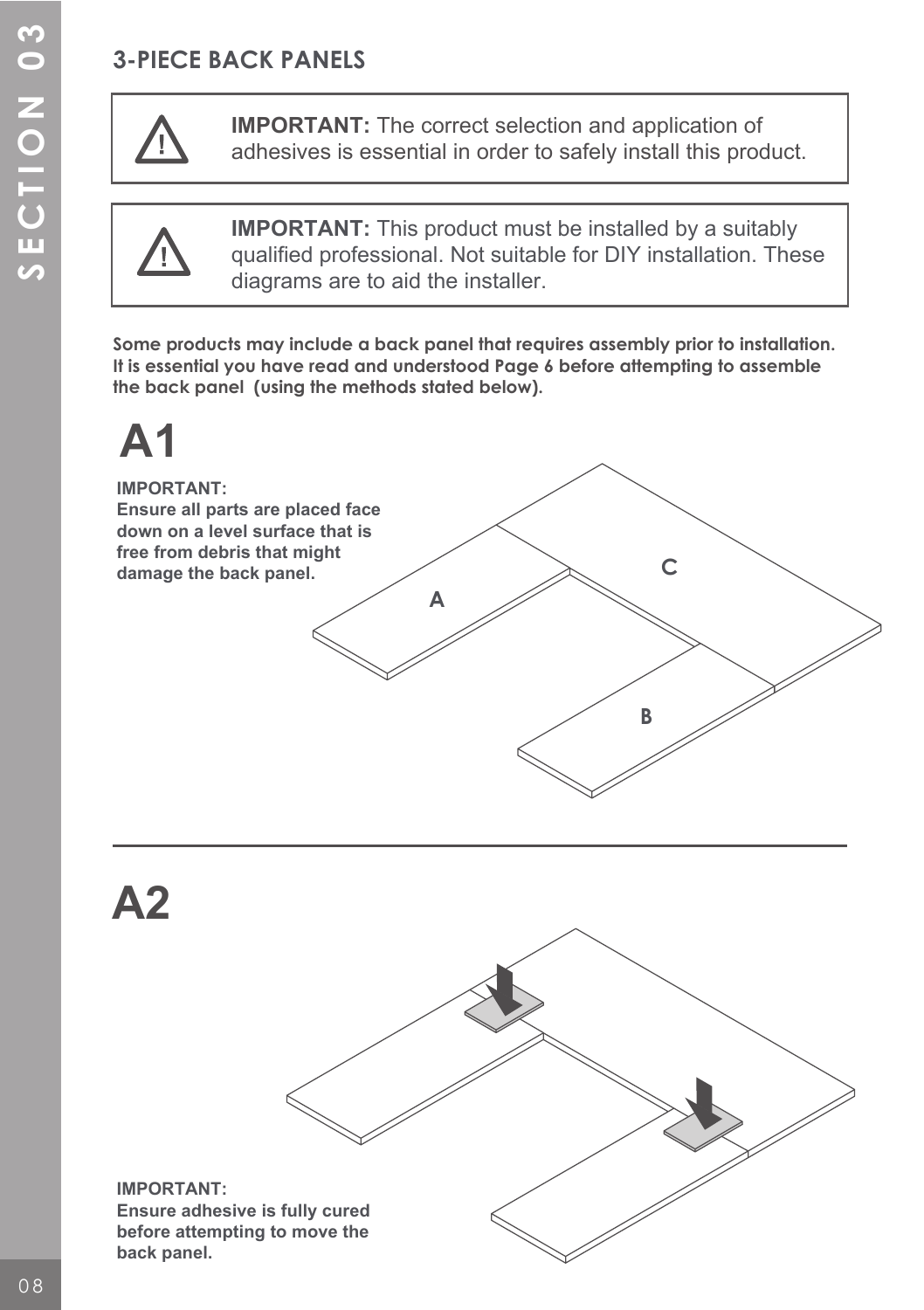## 3-PIECE BACK PANELS

> ⚠ **IMPORTANT:** The correct selection and application of adhesives is essential in order to safely install this product.

> ⚠ **IMPORTANT:** This product must be installed by a suitably qualified professional. Not suitable for DIY installation. These diagrams are to aid the installer.

**Some products may include a back panel that requires assembly prior to installation. It is essential you have read and understood Page 6 before attempting to assemble the back panel (using the methods stated below).**

# A1

**IMPORTANT:**
**Ensure all parts are placed face down on a level surface that is free from debris that might damage the back panel.**

A

C

B

# A2

**IMPORTANT:**
**Ensure adhesive is fully cured before attempting to move the back panel.**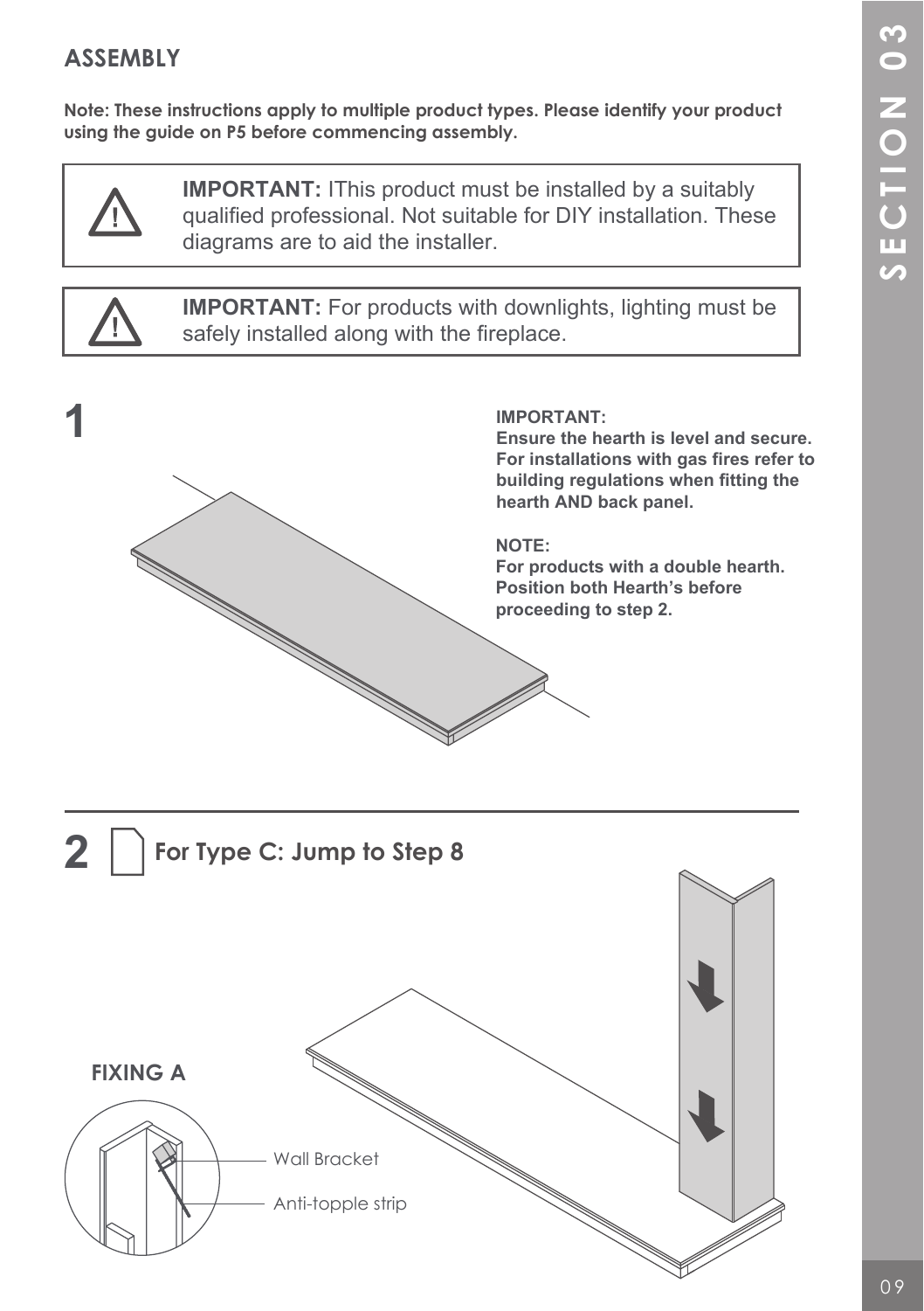## ASSEMBLY

**Note: These instructions apply to multiple product types. Please identify your product using the guide on P5 before commencing assembly.**

> ⚠ **IMPORTANT:** IThis product must be installed by a suitably qualified professional. Not suitable for DIY installation. These diagrams are to aid the installer.

> ⚠ **IMPORTANT:** For products with downlights, lighting must be safely installed along with the fireplace.

## 1

**IMPORTANT:**
**Ensure the hearth is level and secure. For installations with gas fires refer to building regulations when fitting the hearth AND back panel.**

**NOTE:**
**For products with a double hearth. Position both Hearth's before proceeding to step 2.**

---

## 2 For Type C: Jump to Step 8

**FIXING A**

Wall Bracket

Anti-topple strip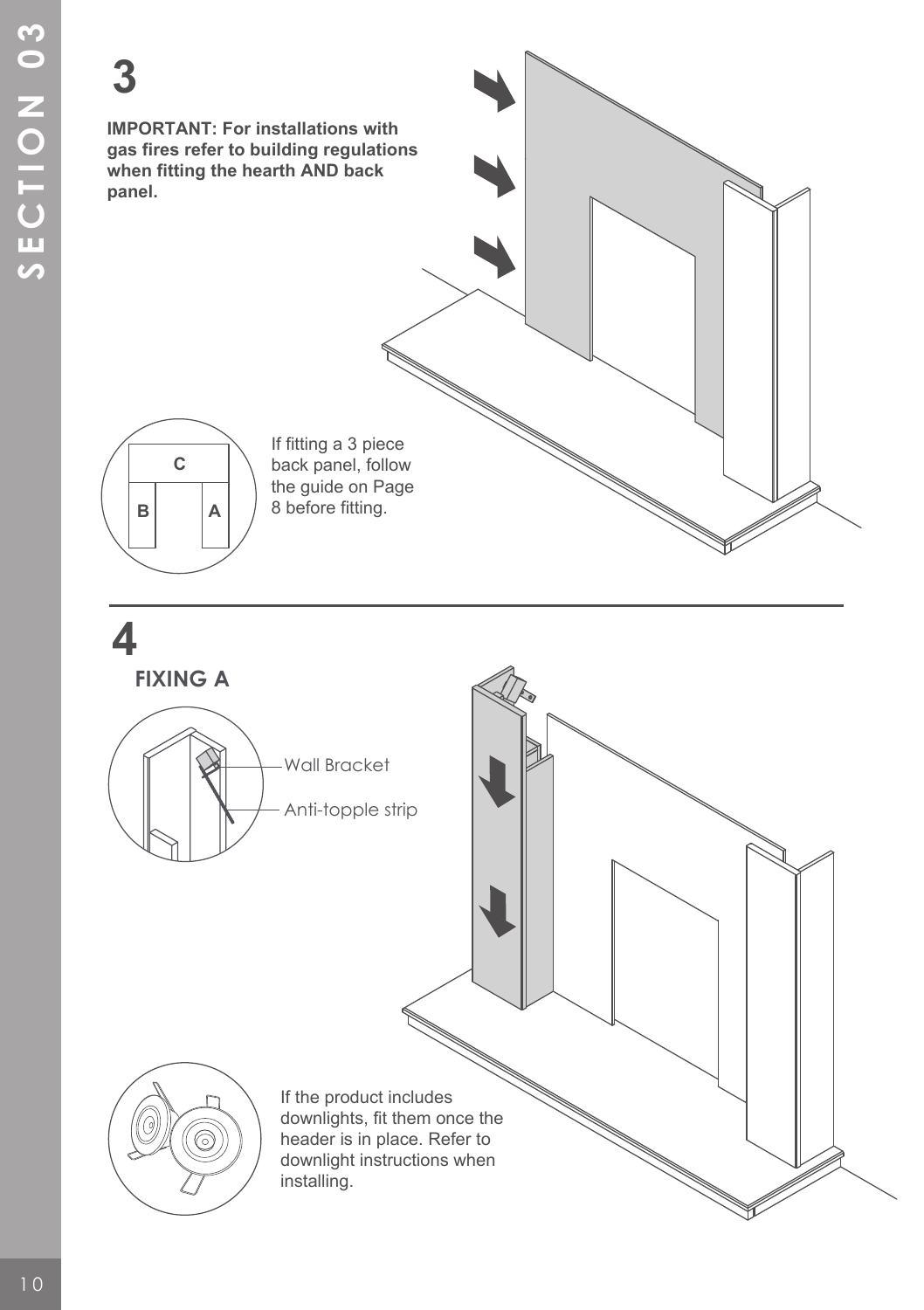## 3

**IMPORTANT: For installations with gas fires refer to building regulations when fitting the hearth AND back panel.**

C

B A

If fitting a 3 piece back panel, follow the guide on Page 8 before fitting.

## 4

### FIXING A

Wall Bracket

Anti-topple strip

If the product includes downlights, fit them once the header is in place. Refer to downlight instructions when installing.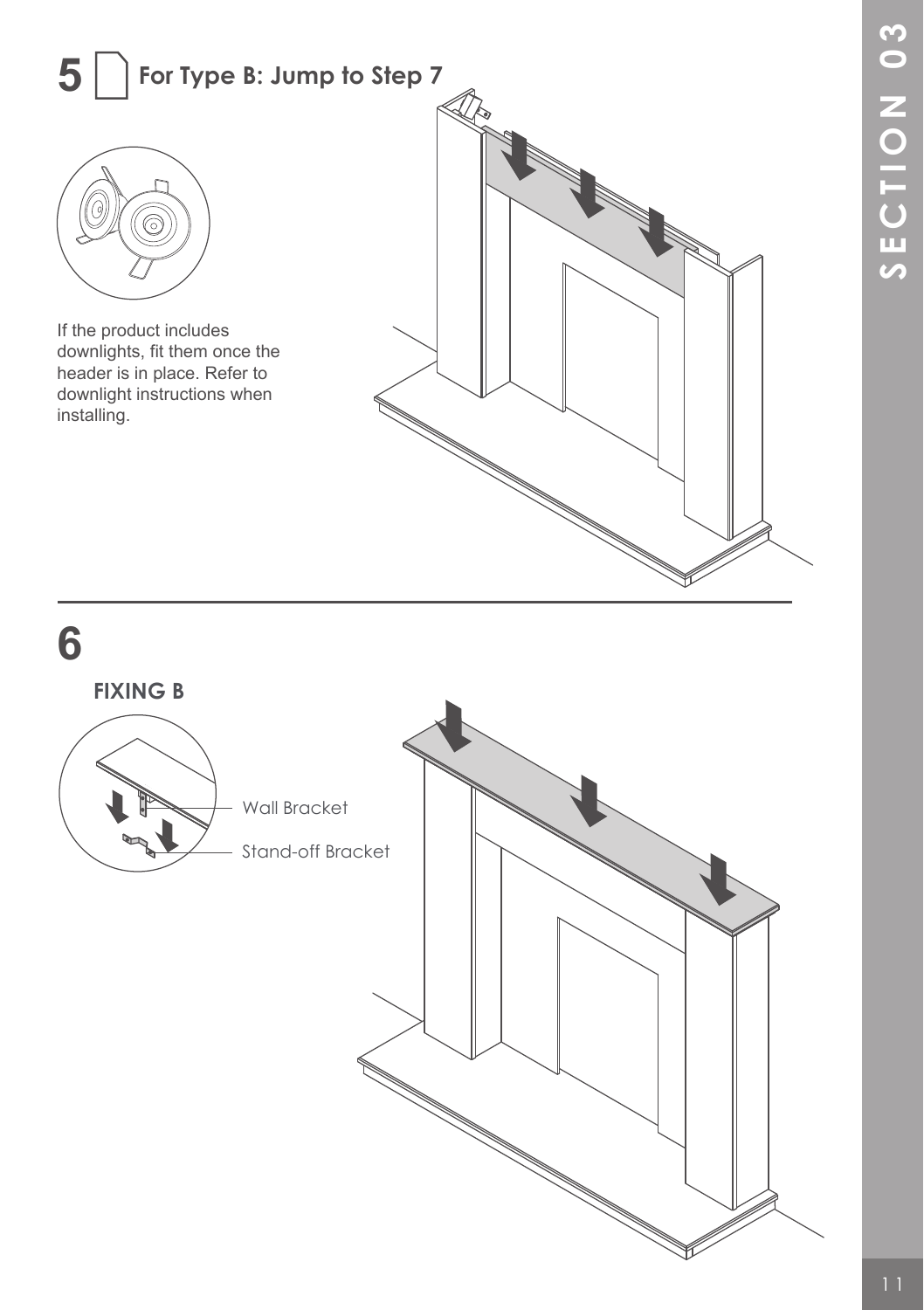## 5

**For Type B: Jump to Step 7**

If the product includes downlights, fit them once the header is in place. Refer to downlight instructions when installing.

## 6

**FIXING B**

Wall Bracket

Stand-off Bracket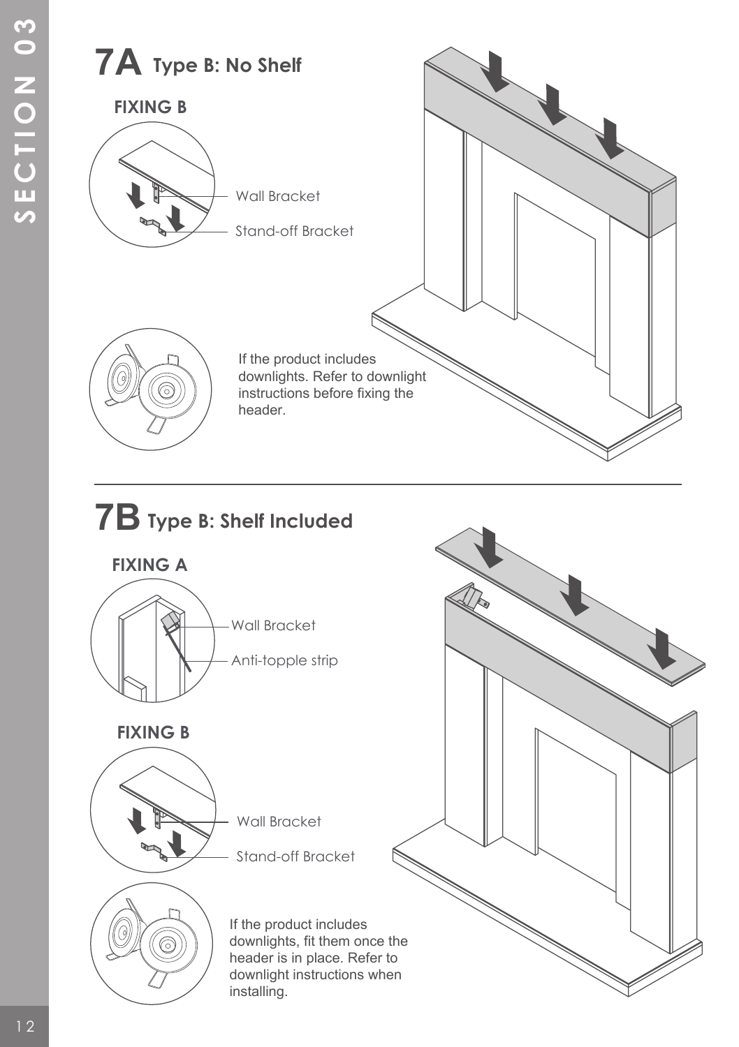# 7A Type B: No Shelf

### FIXING B

Wall Bracket

Stand-off Bracket

If the product includes downlights. Refer to downlight instructions before fixing the header.

# 7B Type B: Shelf Included

### FIXING A

Wall Bracket

Anti-topple strip

### FIXING B

Wall Bracket

Stand-off Bracket

If the product includes downlights, fit them once the header is in place. Refer to downlight instructions when installing.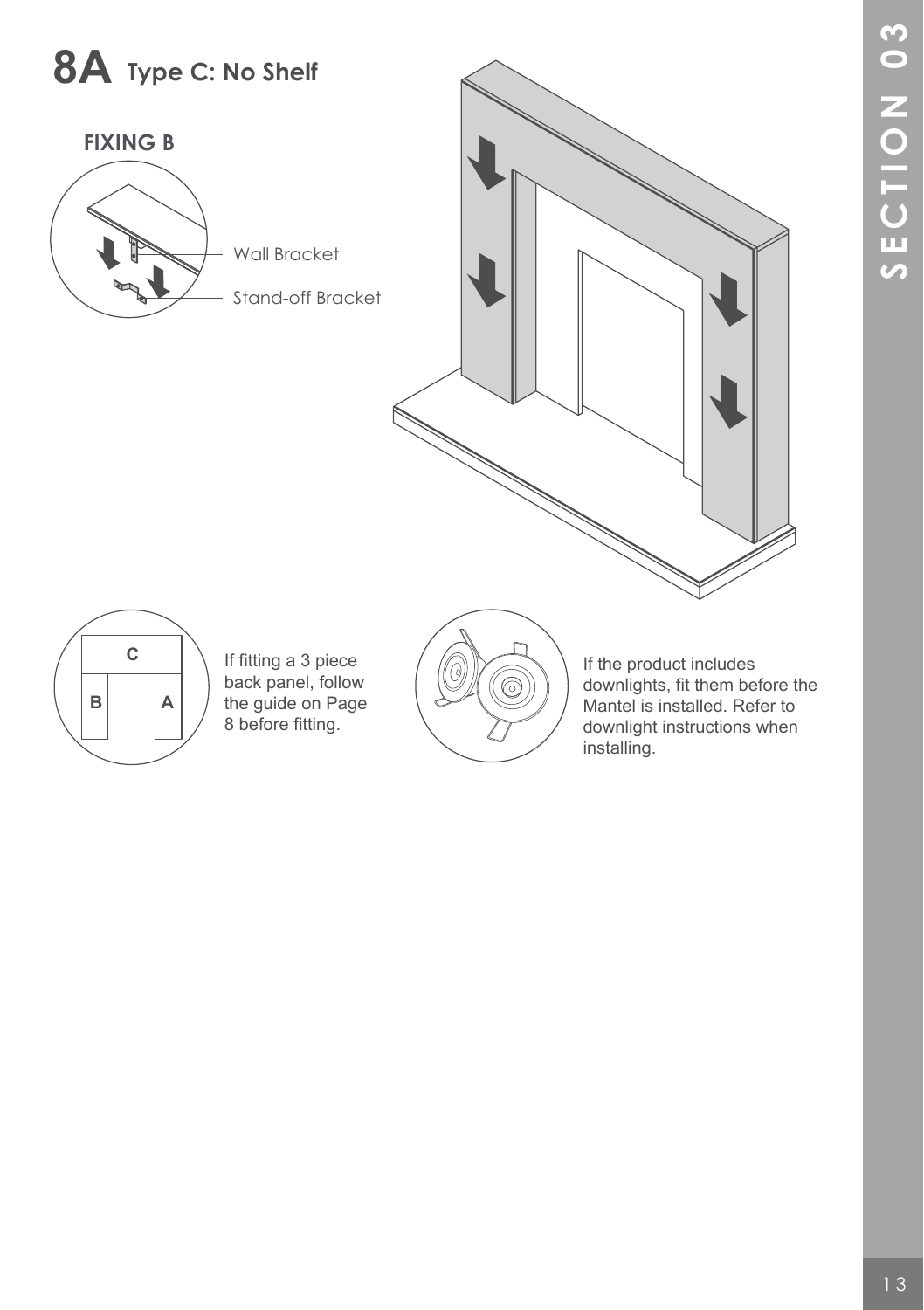# 8A Type C: No Shelf

**FIXING B**

Wall Bracket

Stand-off Bracket

C

B A

If fitting a 3 piece back panel, follow the guide on Page 8 before fitting.

If the product includes downlights, fit them before the Mantel is installed. Refer to downlight instructions when installing.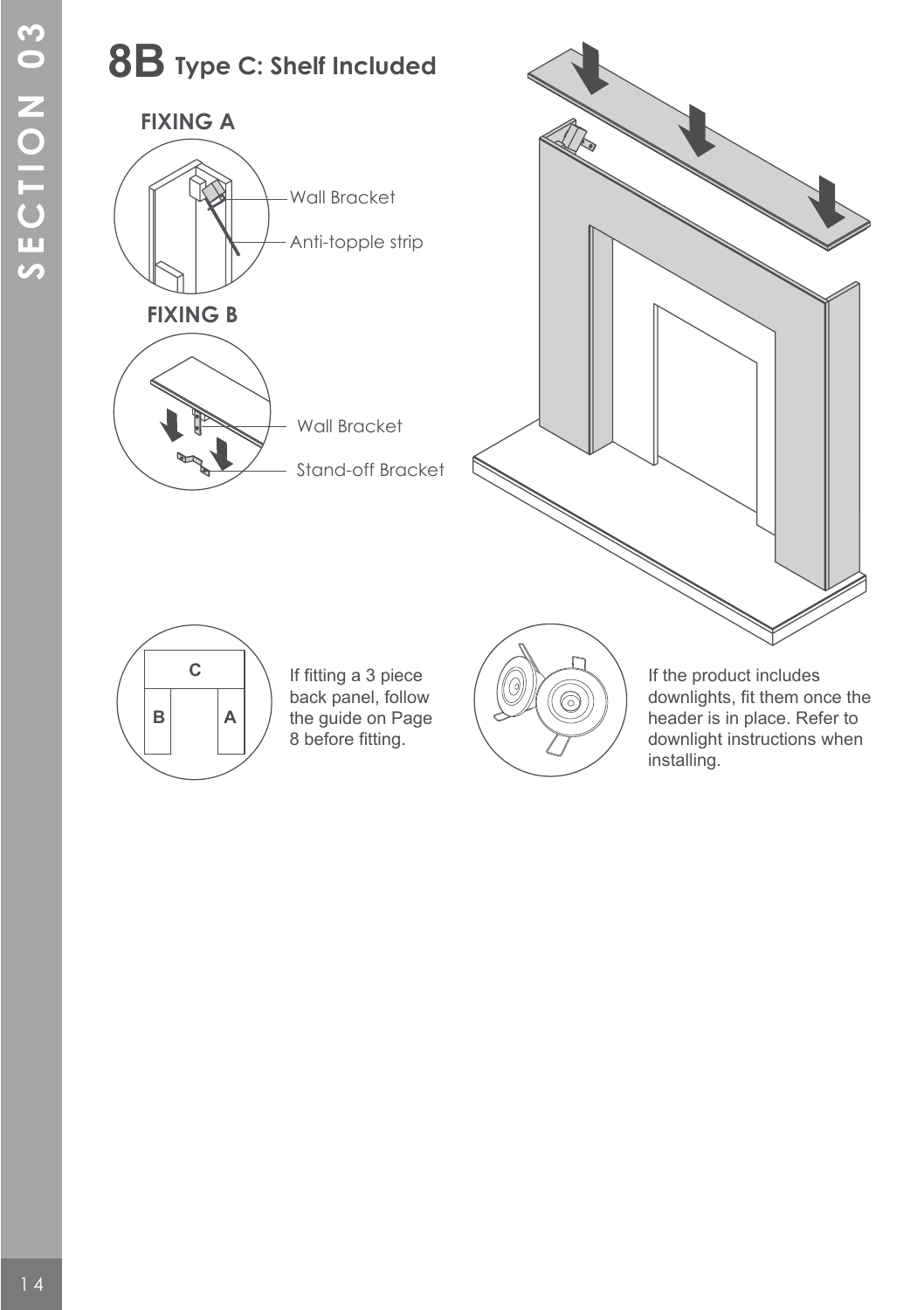# 8B Type C: Shelf Included

### FIXING A

Wall Bracket

Anti-topple strip

### FIXING B

Wall Bracket

Stand-off Bracket

If fitting a 3 piece back panel, follow the guide on Page 8 before fitting.

If the product includes downlights, fit them once the header is in place. Refer to downlight instructions when installing.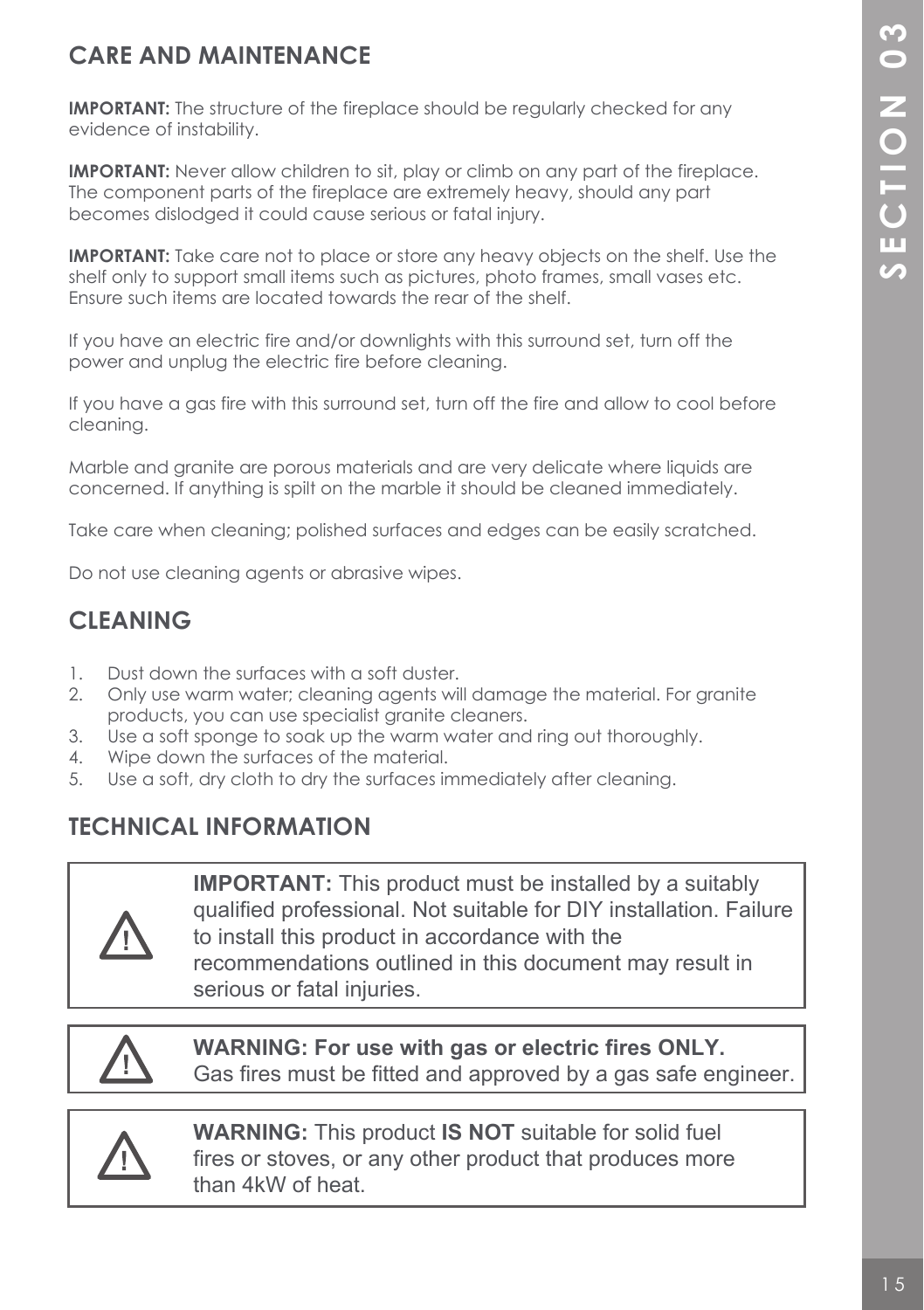## CARE AND MAINTENANCE

**IMPORTANT:** The structure of the fireplace should be regularly checked for any evidence of instability.

**IMPORTANT:** Never allow children to sit, play or climb on any part of the fireplace. The component parts of the fireplace are extremely heavy, should any part becomes dislodged it could cause serious or fatal injury.

**IMPORTANT:** Take care not to place or store any heavy objects on the shelf. Use the shelf only to support small items such as pictures, photo frames, small vases etc. Ensure such items are located towards the rear of the shelf.

If you have an electric fire and/or downlights with this surround set, turn off the power and unplug the electric fire before cleaning.

If you have a gas fire with this surround set, turn off the fire and allow to cool before cleaning.

Marble and granite are porous materials and are very delicate where liquids are concerned. If anything is spilt on the marble it should be cleaned immediately.

Take care when cleaning; polished surfaces and edges can be easily scratched.

Do not use cleaning agents or abrasive wipes.

## CLEANING

1. Dust down the surfaces with a soft duster.
2. Only use warm water; cleaning agents will damage the material. For granite products, you can use specialist granite cleaners.
3. Use a soft sponge to soak up the warm water and ring out thoroughly.
4. Wipe down the surfaces of the material.
5. Use a soft, dry cloth to dry the surfaces immediately after cleaning.

## TECHNICAL INFORMATION

⚠ **IMPORTANT:** This product must be installed by a suitably qualified professional. Not suitable for DIY installation. Failure to install this product in accordance with the recommendations outlined in this document may result in serious or fatal injuries.

⚠ **WARNING: For use with gas or electric fires ONLY.**
Gas fires must be fitted and approved by a gas safe engineer.

⚠ **WARNING:** This product **IS NOT** suitable for solid fuel fires or stoves, or any other product that produces more than 4kW of heat.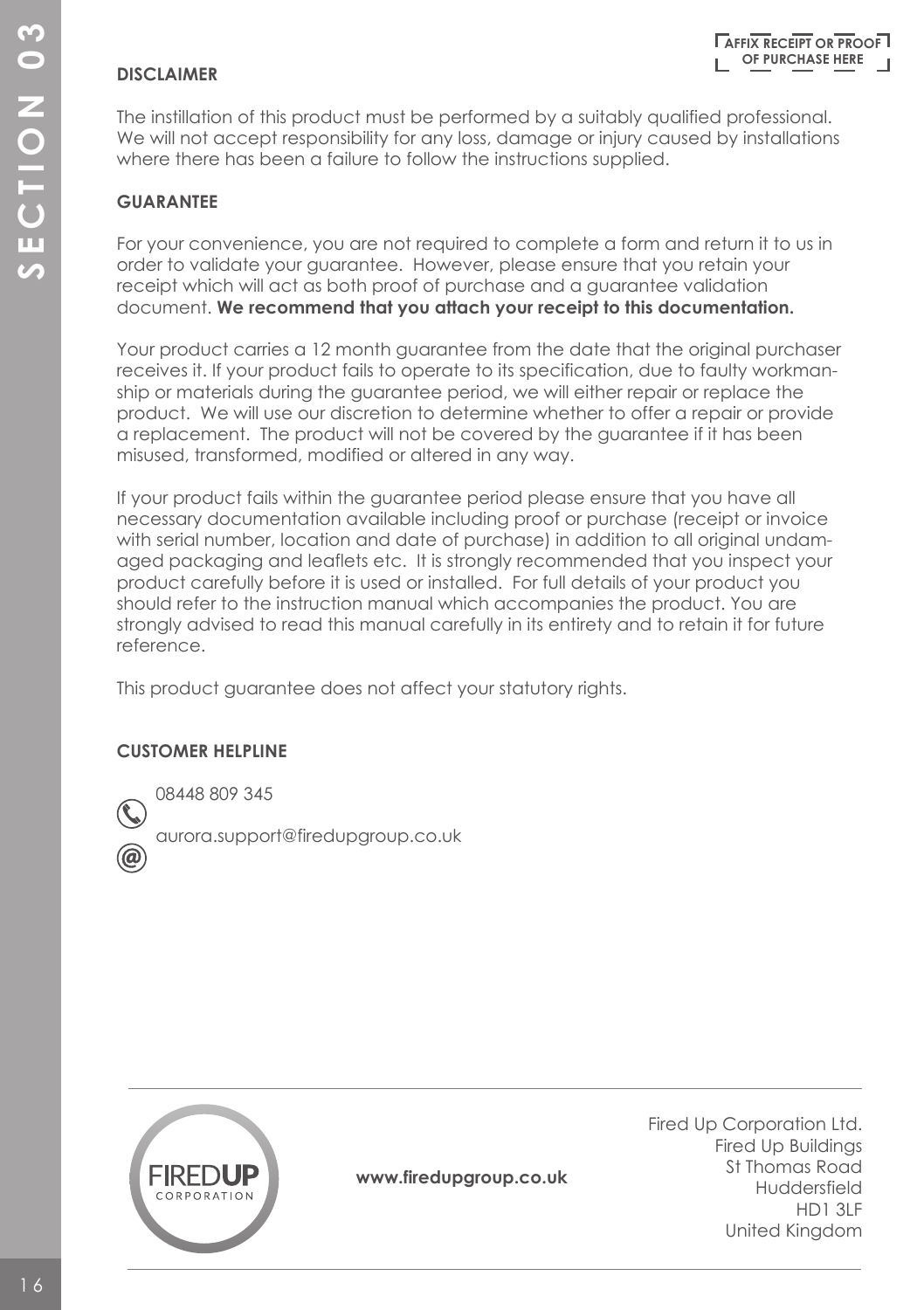AFFIX RECEIPT OR PROOF OF PURCHASE HERE

## DISCLAIMER

The instillation of this product must be performed by a suitably qualified professional. We will not accept responsibility for any loss, damage or injury caused by installations where there has been a failure to follow the instructions supplied.

## GUARANTEE

For your convenience, you are not required to complete a form and return it to us in order to validate your guarantee. However, please ensure that you retain your receipt which will act as both proof of purchase and a guarantee validation document. **We recommend that you attach your receipt to this documentation.**

Your product carries a 12 month guarantee from the date that the original purchaser receives it. If your product fails to operate to its specification, due to faulty workmanship or materials during the guarantee period, we will either repair or replace the product. We will use our discretion to determine whether to offer a repair or provide a replacement. The product will not be covered by the guarantee if it has been misused, transformed, modified or altered in any way.

If your product fails within the guarantee period please ensure that you have all necessary documentation available including proof or purchase (receipt or invoice with serial number, location and date of purchase) in addition to all original undamaged packaging and leaflets etc. It is strongly recommended that you inspect your product carefully before it is used or installed. For full details of your product you should refer to the instruction manual which accompanies the product. You are strongly advised to read this manual carefully in its entirety and to retain it for future reference.

This product guarantee does not affect your statutory rights.

## CUSTOMER HELPLINE

08448 809 345

aurora.support@firedupgroup.co.uk

FIREDUP CORPORATION

**www.firedupgroup.co.uk**

Fired Up Corporation Ltd.
Fired Up Buildings
St Thomas Road
Huddersfield
HD1 3LF
United Kingdom